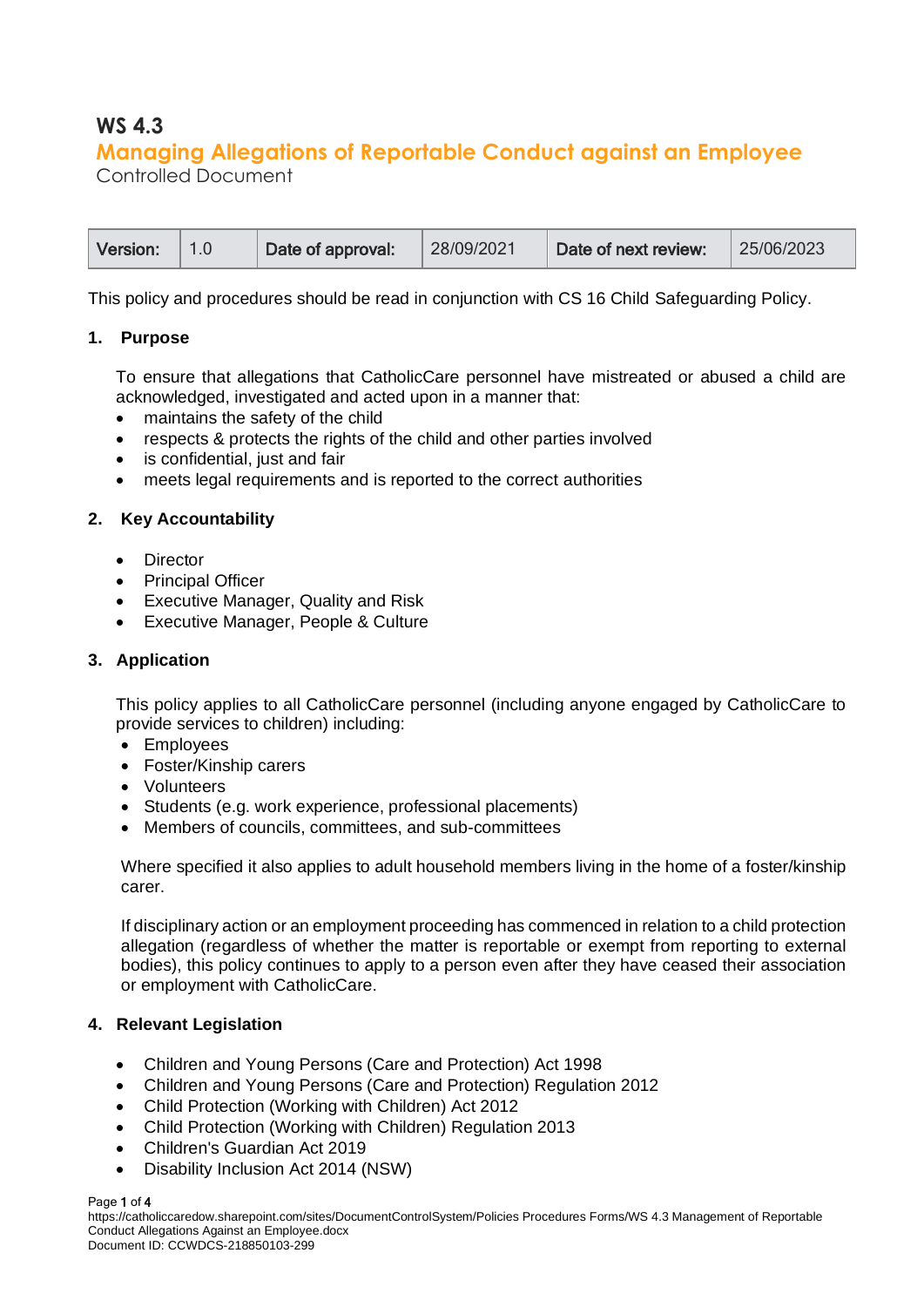# WS 4.3

## Managing Allegations of Reportable Conduct against an Employee

Controlled Document

| Version: | 1.0 | Date of approval: | 28/09/2021 | Date of next review: | 25/06/2023 |
|---|---|---|---|---|---|

This policy and procedures should be read in conjunction with CS 16 Child Safeguarding Policy.

### 1. Purpose

To ensure that allegations that CatholicCare personnel have mistreated or abused a child are acknowledged, investigated and acted upon in a manner that:

- maintains the safety of the child
- respects & protects the rights of the child and other parties involved
- is confidential, just and fair
- meets legal requirements and is reported to the correct authorities

### 2. Key Accountability

- Director
- Principal Officer
- Executive Manager, Quality and Risk
- Executive Manager, People & Culture

### 3. Application

This policy applies to all CatholicCare personnel (including anyone engaged by CatholicCare to provide services to children) including:

- Employees
- Foster/Kinship carers
- Volunteers
- Students (e.g. work experience, professional placements)
- Members of councils, committees, and sub-committees

Where specified it also applies to adult household members living in the home of a foster/kinship carer.

If disciplinary action or an employment proceeding has commenced in relation to a child protection allegation (regardless of whether the matter is reportable or exempt from reporting to external bodies), this policy continues to apply to a person even after they have ceased their association or employment with CatholicCare.

### 4. Relevant Legislation

- Children and Young Persons (Care and Protection) Act 1998
- Children and Young Persons (Care and Protection) Regulation 2012
- Child Protection (Working with Children) Act 2012
- Child Protection (Working with Children) Regulation 2013
- Children's Guardian Act 2019
- Disability Inclusion Act 2014 (NSW)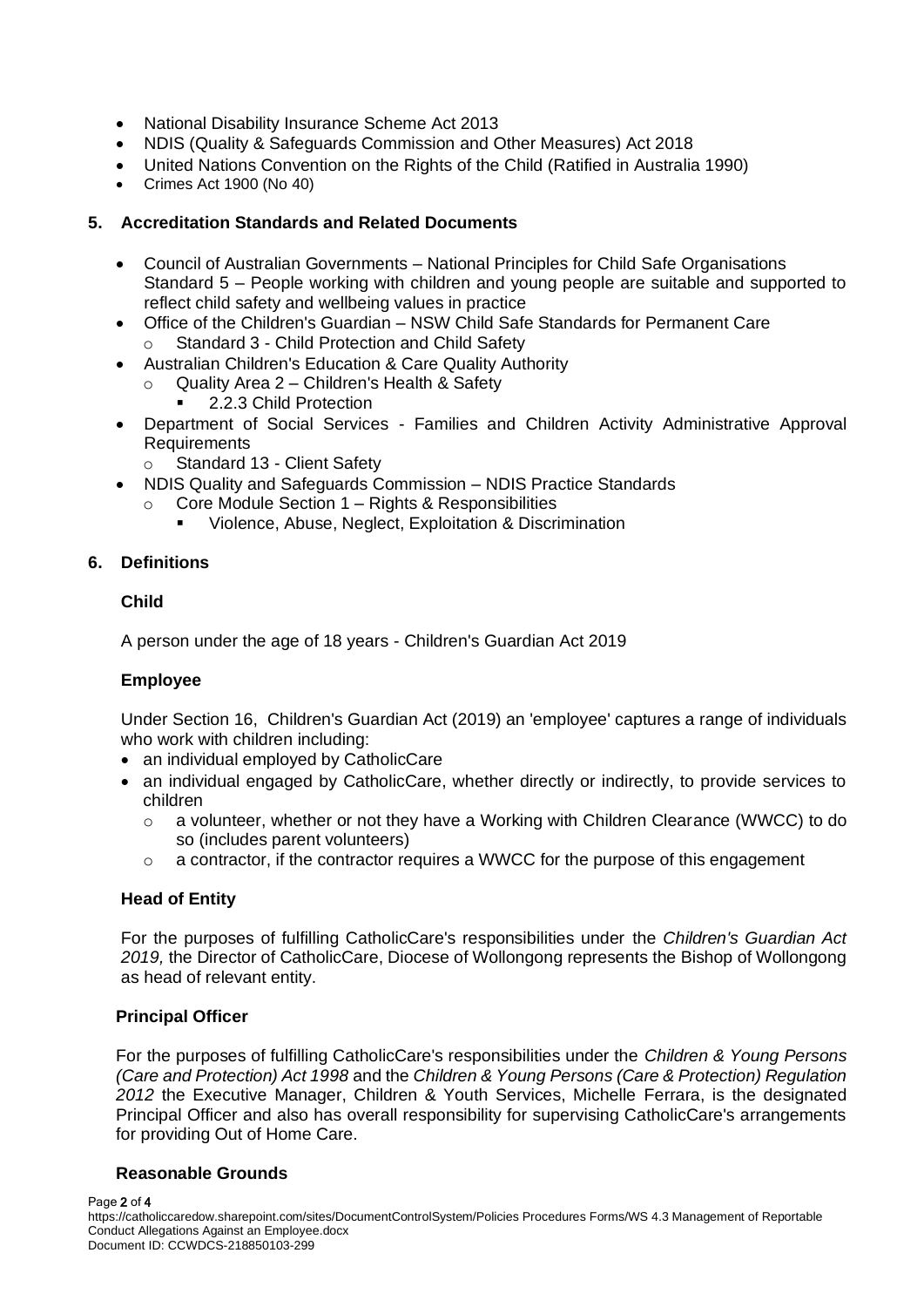- National Disability Insurance Scheme Act 2013
- NDIS (Quality & Safeguards Commission and Other Measures) Act 2018
- United Nations Convention on the Rights of the Child (Ratified in Australia 1990)
- Crimes Act 1900 (No 40)

## 5. Accreditation Standards and Related Documents

- Council of Australian Governments – National Principles for Child Safe Organisations Standard 5 – People working with children and young people are suitable and supported to reflect child safety and wellbeing values in practice
- Office of the Children's Guardian – NSW Child Safe Standards for Permanent Care
  - Standard 3 - Child Protection and Child Safety
- Australian Children's Education & Care Quality Authority
  - Quality Area 2 – Children's Health & Safety
    - 2.2.3 Child Protection
- Department of Social Services - Families and Children Activity Administrative Approval Requirements
  - Standard 13 - Client Safety
- NDIS Quality and Safeguards Commission – NDIS Practice Standards
  - Core Module Section 1 – Rights & Responsibilities
    - Violence, Abuse, Neglect, Exploitation & Discrimination

## 6. Definitions

### Child

A person under the age of 18 years - Children's Guardian Act 2019

### Employee

Under Section 16, Children's Guardian Act (2019) an 'employee' captures a range of individuals who work with children including:

- an individual employed by CatholicCare
- an individual engaged by CatholicCare, whether directly or indirectly, to provide services to children
  - a volunteer, whether or not they have a Working with Children Clearance (WWCC) to do so (includes parent volunteers)
  - a contractor, if the contractor requires a WWCC for the purpose of this engagement

### Head of Entity

For the purposes of fulfilling CatholicCare's responsibilities under the *Children's Guardian Act 2019,* the Director of CatholicCare, Diocese of Wollongong represents the Bishop of Wollongong as head of relevant entity.

### Principal Officer

For the purposes of fulfilling CatholicCare's responsibilities under the *Children & Young Persons (Care and Protection) Act 1998* and the *Children & Young Persons (Care & Protection) Regulation 2012* the Executive Manager, Children & Youth Services, Michelle Ferrara, is the designated Principal Officer and also has overall responsibility for supervising CatholicCare's arrangements for providing Out of Home Care.

### Reasonable Grounds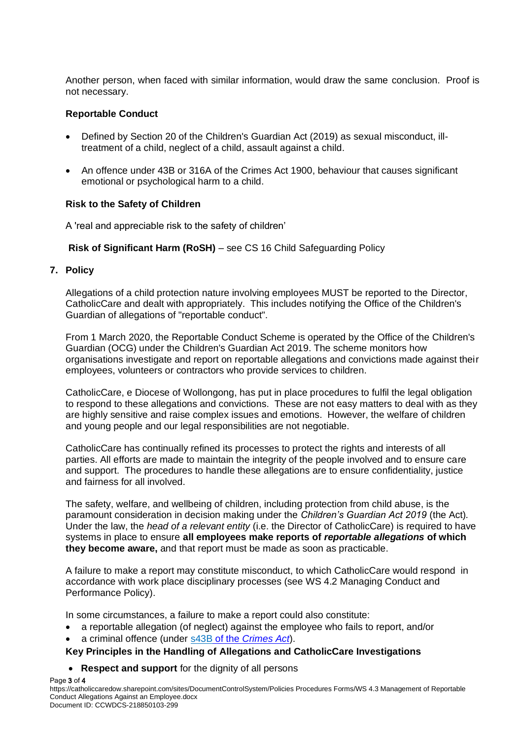Another person, when faced with similar information, would draw the same conclusion. Proof is not necessary.

**Reportable Conduct**

- Defined by Section 20 of the Children's Guardian Act (2019) as sexual misconduct, ill-treatment of a child, neglect of a child, assault against a child.
- An offence under 43B or 316A of the Crimes Act 1900, behaviour that causes significant emotional or psychological harm to a child.

**Risk to the Safety of Children**

A 'real and appreciable risk to the safety of children'

**Risk of Significant Harm (RoSH)** – see CS 16 Child Safeguarding Policy

## 7. Policy

Allegations of a child protection nature involving employees MUST be reported to the Director, CatholicCare and dealt with appropriately. This includes notifying the Office of the Children's Guardian of allegations of "reportable conduct".

From 1 March 2020, the Reportable Conduct Scheme is operated by the Office of the Children's Guardian (OCG) under the Children's Guardian Act 2019. The scheme monitors how organisations investigate and report on reportable allegations and convictions made against their employees, volunteers or contractors who provide services to children.

CatholicCare, e Diocese of Wollongong, has put in place procedures to fulfil the legal obligation to respond to these allegations and convictions. These are not easy matters to deal with as they are highly sensitive and raise complex issues and emotions. However, the welfare of children and young people and our legal responsibilities are not negotiable.

CatholicCare has continually refined its processes to protect the rights and interests of all parties. All efforts are made to maintain the integrity of the people involved and to ensure care and support. The procedures to handle these allegations are to ensure confidentiality, justice and fairness for all involved.

The safety, welfare, and wellbeing of children, including protection from child abuse, is the paramount consideration in decision making under the *Children's Guardian Act 2019* (the Act). Under the law, the *head of a relevant entity* (i.e. the Director of CatholicCare) is required to have systems in place to ensure **all employees make reports of *reportable allegations* of which they become aware,** and that report must be made as soon as practicable.

A failure to make a report may constitute misconduct, to which CatholicCare would respond in accordance with work place disciplinary processes (see WS 4.2 Managing Conduct and Performance Policy).

In some circumstances, a failure to make a report could also constitute:

- a reportable allegation (of neglect) against the employee who fails to report, and/or
- a criminal offence (under s43B of the *Crimes Act*).

**Key Principles in the Handling of Allegations and CatholicCare Investigations**

- **Respect and support** for the dignity of all persons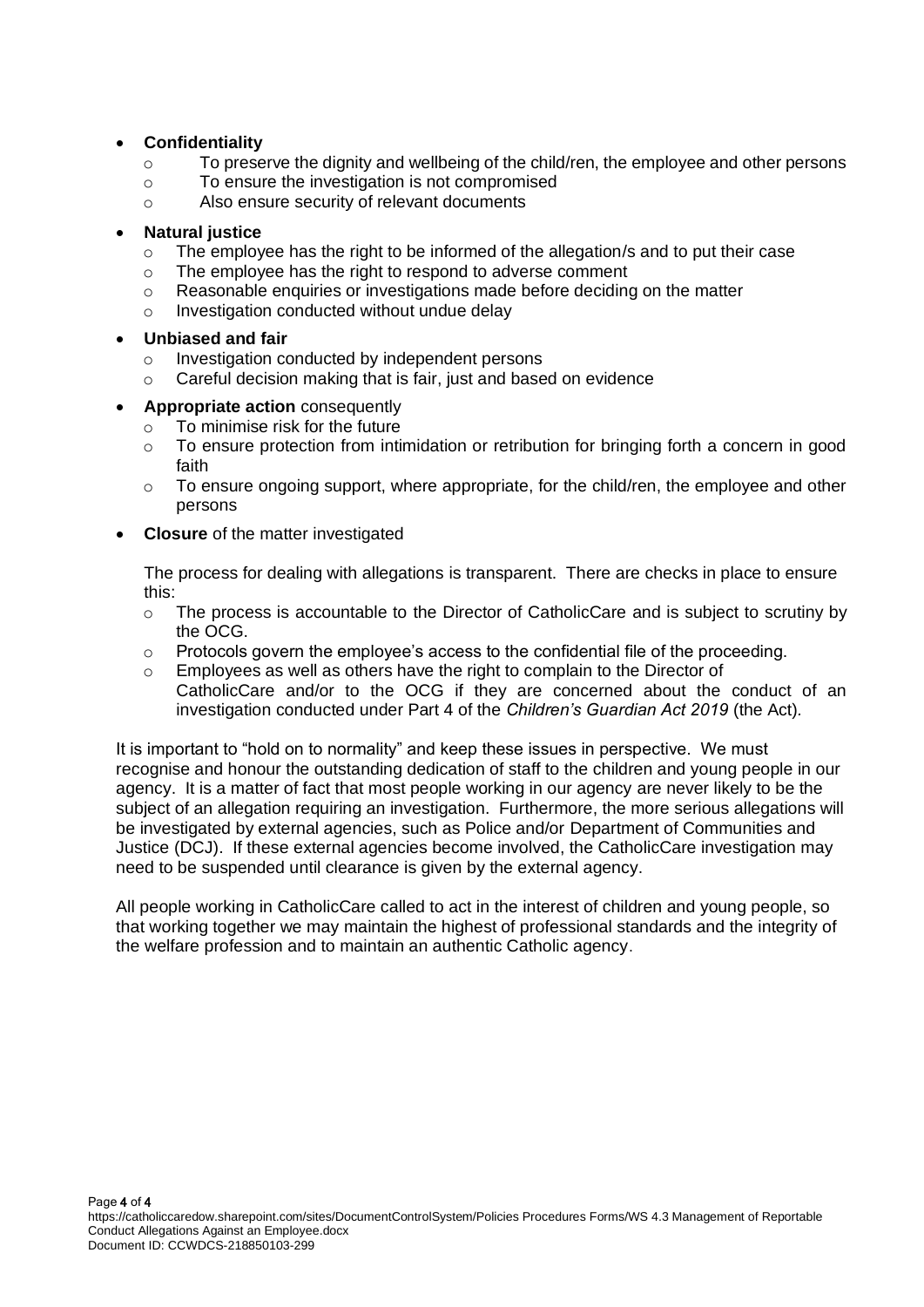- **Confidentiality**
    - To preserve the dignity and wellbeing of the child/ren, the employee and other persons
    - To ensure the investigation is not compromised
    - Also ensure security of relevant documents
- **Natural justice**
    - The employee has the right to be informed of the allegation/s and to put their case
    - The employee has the right to respond to adverse comment
    - Reasonable enquiries or investigations made before deciding on the matter
    - Investigation conducted without undue delay
- **Unbiased and fair**
    - Investigation conducted by independent persons
    - Careful decision making that is fair, just and based on evidence
- **Appropriate action** consequently
    - To minimise risk for the future
    - To ensure protection from intimidation or retribution for bringing forth a concern in good faith
    - To ensure ongoing support, where appropriate, for the child/ren, the employee and other persons
- **Closure** of the matter investigated

    The process for dealing with allegations is transparent. There are checks in place to ensure this:
    - The process is accountable to the Director of CatholicCare and is subject to scrutiny by the OCG.
    - Protocols govern the employee's access to the confidential file of the proceeding.
    - Employees as well as others have the right to complain to the Director of CatholicCare and/or to the OCG if they are concerned about the conduct of an investigation conducted under Part 4 of the *Children's Guardian Act 2019* (the Act).

It is important to "hold on to normality" and keep these issues in perspective. We must recognise and honour the outstanding dedication of staff to the children and young people in our agency. It is a matter of fact that most people working in our agency are never likely to be the subject of an allegation requiring an investigation. Furthermore, the more serious allegations will be investigated by external agencies, such as Police and/or Department of Communities and Justice (DCJ). If these external agencies become involved, the CatholicCare investigation may need to be suspended until clearance is given by the external agency.

All people working in CatholicCare called to act in the interest of children and young people, so that working together we may maintain the highest of professional standards and the integrity of the welfare profession and to maintain an authentic Catholic agency.